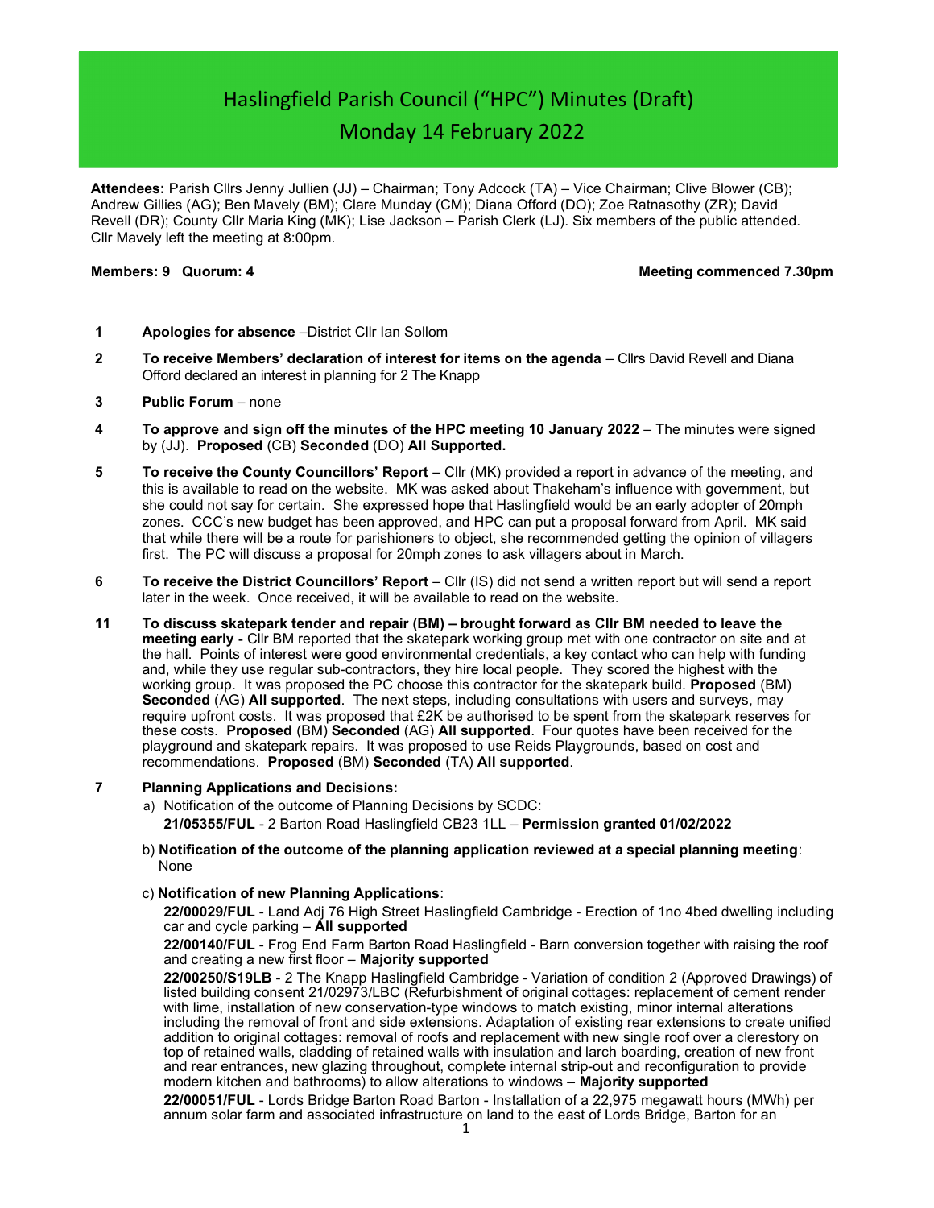# Haslingfield Parish Council ("HPC") Minutes (Draft)

## Monday 14 February 2022

**Attendees:** Parish Cllrs Jenny Jullien (JJ) – Chairman; Tony Adcock (TA) – Vice Chairman; Clive Blower (CB); Andrew Gillies (AG); Ben Mavely (BM); Clare Munday (CM); Diana Offord (DO); Zoe Ratnasothy (ZR); David Revell (DR); County Cllr Maria King (MK); Lise Jackson – Parish Clerk (LJ). Six members of the public attended. Cllr Mavely left the meeting at 8:00pm.

**Members: 9 Quorum: 4** **Meeting commenced 7.30pm**

**1** **Apologies for absence** –District Cllr Ian Sollom

**2** **To receive Members' declaration of interest for items on the agenda** – Cllrs David Revell and Diana Offord declared an interest in planning for 2 The Knapp

**3** **Public Forum** – none

**4** **To approve and sign off the minutes of the HPC meeting 10 January 2022** – The minutes were signed by (JJ). **Proposed** (CB) **Seconded** (DO) **All Supported.**

**5** **To receive the County Councillors' Report** – Cllr (MK) provided a report in advance of the meeting, and this is available to read on the website. MK was asked about Thakeham's influence with government, but she could not say for certain. She expressed hope that Haslingfield would be an early adopter of 20mph zones. CCC's new budget has been approved, and HPC can put a proposal forward from April. MK said that while there will be a route for parishioners to object, she recommended getting the opinion of villagers first. The PC will discuss a proposal for 20mph zones to ask villagers about in March.

**6** **To receive the District Councillors' Report** – Cllr (IS) did not send a written report but will send a report later in the week. Once received, it will be available to read on the website.

**11** **To discuss skatepark tender and repair (BM) – brought forward as Cllr BM needed to leave the meeting early -** Cllr BM reported that the skatepark working group met with one contractor on site and at the hall. Points of interest were good environmental credentials, a key contact who can help with funding and, while they use regular sub-contractors, they hire local people. They scored the highest with the working group. It was proposed the PC choose this contractor for the skatepark build. **Proposed** (BM) **Seconded** (AG) **All supported**. The next steps, including consultations with users and surveys, may require upfront costs. It was proposed that £2K be authorised to be spent from the skatepark reserves for these costs. **Proposed** (BM) **Seconded** (AG) **All supported**. Four quotes have been received for the playground and skatepark repairs. It was proposed to use Reids Playgrounds, based on cost and recommendations. **Proposed** (BM) **Seconded** (TA) **All supported**.

**7** **Planning Applications and Decisions:**

a) Notification of the outcome of Planning Decisions by SCDC:
**21/05355/FUL** - 2 Barton Road Haslingfield CB23 1LL – **Permission granted 01/02/2022**

b) **Notification of the outcome of the planning application reviewed at a special planning meeting**: None

c) **Notification of new Planning Applications**:

**22/00029/FUL** - Land Adj 76 High Street Haslingfield Cambridge - Erection of 1no 4bed dwelling including car and cycle parking – **All supported**

**22/00140/FUL** - Frog End Farm Barton Road Haslingfield - Barn conversion together with raising the roof and creating a new first floor – **Majority supported**

**22/00250/S19LB** - 2 The Knapp Haslingfield Cambridge - Variation of condition 2 (Approved Drawings) of listed building consent 21/02973/LBC (Refurbishment of original cottages: replacement of cement render with lime, installation of new conservation-type windows to match existing, minor internal alterations including the removal of front and side extensions. Adaptation of existing rear extensions to create unified addition to original cottages: removal of roofs and replacement with new single roof over a clerestory on top of retained walls, cladding of retained walls with insulation and larch boarding, creation of new front and rear entrances, new glazing throughout, complete internal strip-out and reconfiguration to provide modern kitchen and bathrooms) to allow alterations to windows – **Majority supported**

**22/00051/FUL** - Lords Bridge Barton Road Barton - Installation of a 22,975 megawatt hours (MWh) per annum solar farm and associated infrastructure on land to the east of Lords Bridge, Barton for an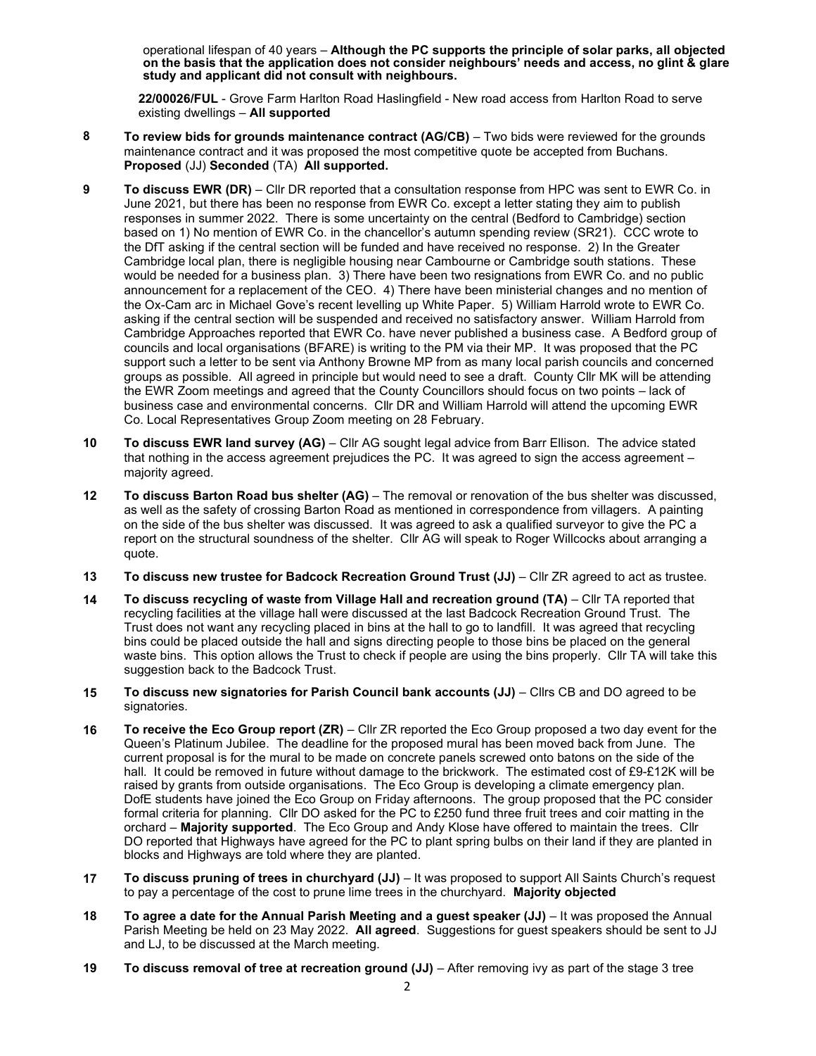operational lifespan of 40 years – **Although the PC supports the principle of solar parks, all objected on the basis that the application does not consider neighbours' needs and access, no glint & glare study and applicant did not consult with neighbours.**

**22/00026/FUL** - Grove Farm Harlton Road Haslingfield - New road access from Harlton Road to serve existing dwellings – **All supported**

**8** **To review bids for grounds maintenance contract (AG/CB)** – Two bids were reviewed for the grounds maintenance contract and it was proposed the most competitive quote be accepted from Buchans. **Proposed** (JJ) **Seconded** (TA) **All supported.**

**9** **To discuss EWR (DR)** – Cllr DR reported that a consultation response from HPC was sent to EWR Co. in June 2021, but there has been no response from EWR Co. except a letter stating they aim to publish responses in summer 2022. There is some uncertainty on the central (Bedford to Cambridge) section based on 1) No mention of EWR Co. in the chancellor's autumn spending review (SR21). CCC wrote to the DfT asking if the central section will be funded and have received no response. 2) In the Greater Cambridge local plan, there is negligible housing near Cambourne or Cambridge south stations. These would be needed for a business plan. 3) There have been two resignations from EWR Co. and no public announcement for a replacement of the CEO. 4) There have been ministerial changes and no mention of the Ox-Cam arc in Michael Gove's recent levelling up White Paper. 5) William Harrold wrote to EWR Co. asking if the central section will be suspended and received no satisfactory answer. William Harrold from Cambridge Approaches reported that EWR Co. have never published a business case. A Bedford group of councils and local organisations (BFARE) is writing to the PM via their MP. It was proposed that the PC support such a letter to be sent via Anthony Browne MP from as many local parish councils and concerned groups as possible. All agreed in principle but would need to see a draft. County Cllr MK will be attending the EWR Zoom meetings and agreed that the County Councillors should focus on two points – lack of business case and environmental concerns. Cllr DR and William Harrold will attend the upcoming EWR Co. Local Representatives Group Zoom meeting on 28 February.

**10** **To discuss EWR land survey (AG)** – Cllr AG sought legal advice from Barr Ellison. The advice stated that nothing in the access agreement prejudices the PC. It was agreed to sign the access agreement – majority agreed.

**12** **To discuss Barton Road bus shelter (AG)** – The removal or renovation of the bus shelter was discussed, as well as the safety of crossing Barton Road as mentioned in correspondence from villagers. A painting on the side of the bus shelter was discussed. It was agreed to ask a qualified surveyor to give the PC a report on the structural soundness of the shelter. Cllr AG will speak to Roger Willcocks about arranging a quote.

**13** **To discuss new trustee for Badcock Recreation Ground Trust (JJ)** – Cllr ZR agreed to act as trustee.

**14** **To discuss recycling of waste from Village Hall and recreation ground (TA)** – Cllr TA reported that recycling facilities at the village hall were discussed at the last Badcock Recreation Ground Trust. The Trust does not want any recycling placed in bins at the hall to go to landfill. It was agreed that recycling bins could be placed outside the hall and signs directing people to those bins be placed on the general waste bins. This option allows the Trust to check if people are using the bins properly. Cllr TA will take this suggestion back to the Badcock Trust.

**15** **To discuss new signatories for Parish Council bank accounts (JJ)** – Cllrs CB and DO agreed to be signatories.

**16** **To receive the Eco Group report (ZR)** – Cllr ZR reported the Eco Group proposed a two day event for the Queen's Platinum Jubilee. The deadline for the proposed mural has been moved back from June. The current proposal is for the mural to be made on concrete panels screwed onto batons on the side of the hall. It could be removed in future without damage to the brickwork. The estimated cost of £9-£12K will be raised by grants from outside organisations. The Eco Group is developing a climate emergency plan. DofE students have joined the Eco Group on Friday afternoons. The group proposed that the PC consider formal criteria for planning. Cllr DO asked for the PC to £250 fund three fruit trees and coir matting in the orchard – **Majority supported**. The Eco Group and Andy Klose have offered to maintain the trees. Cllr DO reported that Highways have agreed for the PC to plant spring bulbs on their land if they are planted in blocks and Highways are told where they are planted.

**17** **To discuss pruning of trees in churchyard (JJ)** – It was proposed to support All Saints Church's request to pay a percentage of the cost to prune lime trees in the churchyard. **Majority objected**

**18** **To agree a date for the Annual Parish Meeting and a guest speaker (JJ)** – It was proposed the Annual Parish Meeting be held on 23 May 2022. **All agreed**. Suggestions for guest speakers should be sent to JJ and LJ, to be discussed at the March meeting.

**19** **To discuss removal of tree at recreation ground (JJ)** – After removing ivy as part of the stage 3 tree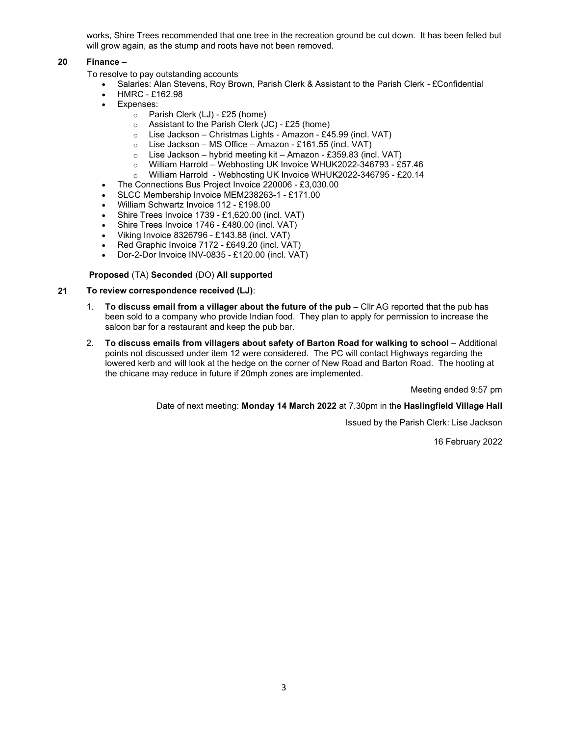works, Shire Trees recommended that one tree in the recreation ground be cut down. It has been felled but will grow again, as the stump and roots have not been removed.

**20 Finance** –

To resolve to pay outstanding accounts

- Salaries: Alan Stevens, Roy Brown, Parish Clerk & Assistant to the Parish Clerk - £Confidential
- HMRC - £162.98
- Expenses:
  - Parish Clerk (LJ) - £25 (home)
  - Assistant to the Parish Clerk (JC) - £25 (home)
  - Lise Jackson – Christmas Lights - Amazon - £45.99 (incl. VAT)
  - Lise Jackson – MS Office – Amazon - £161.55 (incl. VAT)
  - Lise Jackson – hybrid meeting kit – Amazon - £359.83 (incl. VAT)
  - William Harrold – Webhosting UK Invoice WHUK2022-346793 - £57.46
  - William Harrold - Webhosting UK Invoice WHUK2022-346795 - £20.14
- The Connections Bus Project Invoice 220006 - £3,030.00
- SLCC Membership Invoice MEM238263-1 - £171.00
- William Schwartz Invoice 112 - £198.00
- Shire Trees Invoice 1739 - £1,620.00 (incl. VAT)
- Shire Trees Invoice 1746 - £480.00 (incl. VAT)
- Viking Invoice 8326796 - £143.88 (incl. VAT)
- Red Graphic Invoice 7172 - £649.20 (incl. VAT)
- Dor-2-Dor Invoice INV-0835 - £120.00 (incl. VAT)

**Proposed** (TA) **Seconded** (DO) **All supported**

**21 To review correspondence received (LJ)**:

1. **To discuss email from a villager about the future of the pub** – Cllr AG reported that the pub has been sold to a company who provide Indian food. They plan to apply for permission to increase the saloon bar for a restaurant and keep the pub bar.
2. **To discuss emails from villagers about safety of Barton Road for walking to school** – Additional points not discussed under item 12 were considered. The PC will contact Highways regarding the lowered kerb and will look at the hedge on the corner of New Road and Barton Road. The hooting at the chicane may reduce in future if 20mph zones are implemented.

Meeting ended 9:57 pm

Date of next meeting: **Monday 14 March 2022** at 7.30pm in the **Haslingfield Village Hall**

Issued by the Parish Clerk: Lise Jackson

16 February 2022